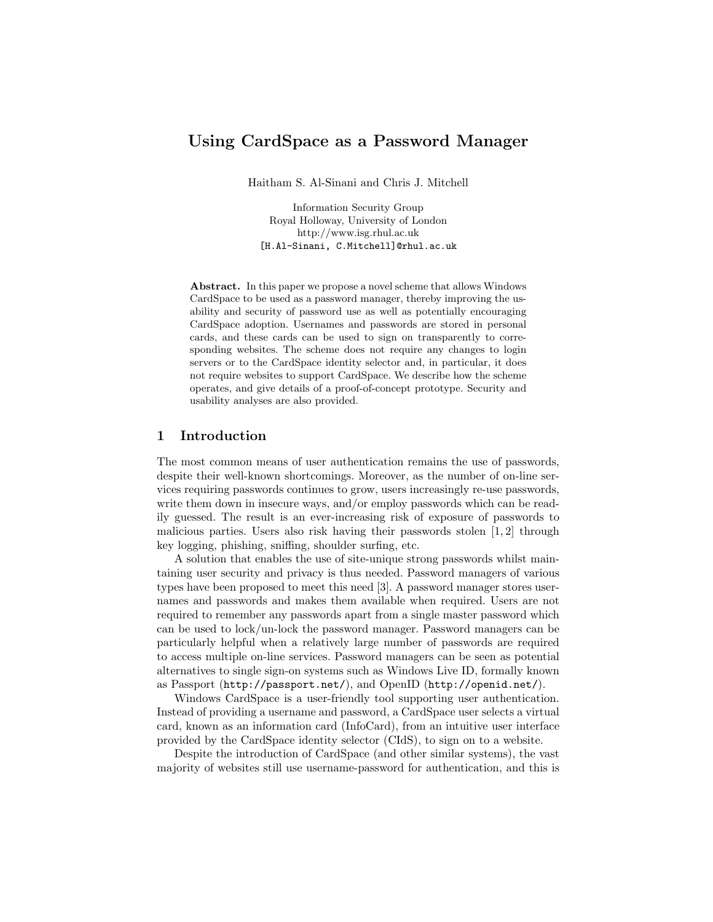# Using CardSpace as a Password Manager

Haitham S. Al-Sinani and Chris J. Mitchell

Information Security Group
Royal Holloway, University of London
http://www.isg.rhul.ac.uk
[H.Al-Sinani, C.Mitchell]@rhul.ac.uk

**Abstract.** In this paper we propose a novel scheme that allows Windows CardSpace to be used as a password manager, thereby improving the usability and security of password use as well as potentially encouraging CardSpace adoption. Usernames and passwords are stored in personal cards, and these cards can be used to sign on transparently to corresponding websites. The scheme does not require any changes to login servers or to the CardSpace identity selector and, in particular, it does not require websites to support CardSpace. We describe how the scheme operates, and give details of a proof-of-concept prototype. Security and usability analyses are also provided.

## 1 Introduction

The most common means of user authentication remains the use of passwords, despite their well-known shortcomings. Moreover, as the number of on-line services requiring passwords continues to grow, users increasingly re-use passwords, write them down in insecure ways, and/or employ passwords which can be readily guessed. The result is an ever-increasing risk of exposure of passwords to malicious parties. Users also risk having their passwords stolen [1, 2] through key logging, phishing, sniffing, shoulder surfing, etc.

A solution that enables the use of site-unique strong passwords whilst maintaining user security and privacy is thus needed. Password managers of various types have been proposed to meet this need [3]. A password manager stores usernames and passwords and makes them available when required. Users are not required to remember any passwords apart from a single master password which can be used to lock/un-lock the password manager. Password managers can be particularly helpful when a relatively large number of passwords are required to access multiple on-line services. Password managers can be seen as potential alternatives to single sign-on systems such as Windows Live ID, formally known as Passport (`http://passport.net/`), and OpenID (`http://openid.net/`).

Windows CardSpace is a user-friendly tool supporting user authentication. Instead of providing a username and password, a CardSpace user selects a virtual card, known as an information card (InfoCard), from an intuitive user interface provided by the CardSpace identity selector (CIdS), to sign on to a website.

Despite the introduction of CardSpace (and other similar systems), the vast majority of websites still use username-password for authentication, and this is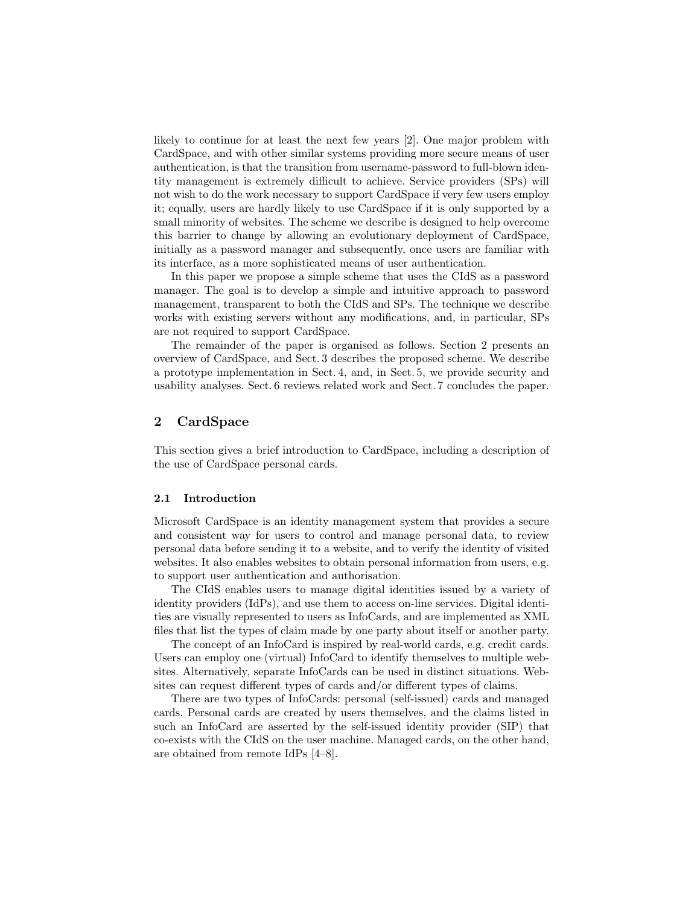likely to continue for at least the next few years [2]. One major problem with CardSpace, and with other similar systems providing more secure means of user authentication, is that the transition from username-password to full-blown identity management is extremely difficult to achieve. Service providers (SPs) will not wish to do the work necessary to support CardSpace if very few users employ it; equally, users are hardly likely to use CardSpace if it is only supported by a small minority of websites. The scheme we describe is designed to help overcome this barrier to change by allowing an evolutionary deployment of CardSpace, initially as a password manager and subsequently, once users are familiar with its interface, as a more sophisticated means of user authentication.

In this paper we propose a simple scheme that uses the CIdS as a password manager. The goal is to develop a simple and intuitive approach to password management, transparent to both the CIdS and SPs. The technique we describe works with existing servers without any modifications, and, in particular, SPs are not required to support CardSpace.

The remainder of the paper is organised as follows. Section 2 presents an overview of CardSpace, and Sect. 3 describes the proposed scheme. We describe a prototype implementation in Sect. 4, and, in Sect. 5, we provide security and usability analyses. Sect. 6 reviews related work and Sect. 7 concludes the paper.

## 2 CardSpace

This section gives a brief introduction to CardSpace, including a description of the use of CardSpace personal cards.

### 2.1 Introduction

Microsoft CardSpace is an identity management system that provides a secure and consistent way for users to control and manage personal data, to review personal data before sending it to a website, and to verify the identity of visited websites. It also enables websites to obtain personal information from users, e.g. to support user authentication and authorisation.

The CIdS enables users to manage digital identities issued by a variety of identity providers (IdPs), and use them to access on-line services. Digital identities are visually represented to users as InfoCards, and are implemented as XML files that list the types of claim made by one party about itself or another party.

The concept of an InfoCard is inspired by real-world cards, e.g. credit cards. Users can employ one (virtual) InfoCard to identify themselves to multiple websites. Alternatively, separate InfoCards can be used in distinct situations. Websites can request different types of cards and/or different types of claims.

There are two types of InfoCards: personal (self-issued) cards and managed cards. Personal cards are created by users themselves, and the claims listed in such an InfoCard are asserted by the self-issued identity provider (SIP) that co-exists with the CIdS on the user machine. Managed cards, on the other hand, are obtained from remote IdPs [4–8].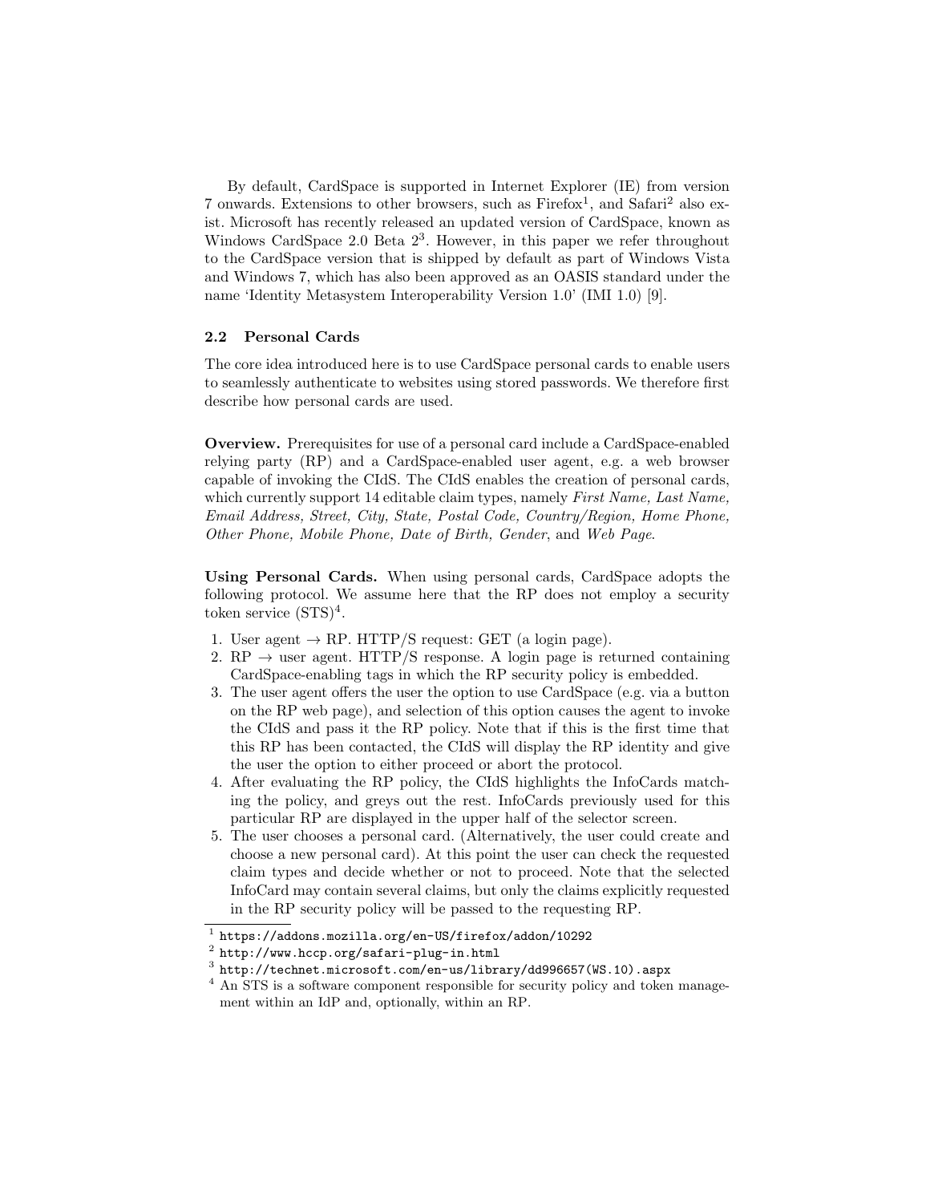By default, CardSpace is supported in Internet Explorer (IE) from version 7 onwards. Extensions to other browsers, such as Firefox[1], and Safari[2] also exist. Microsoft has recently released an updated version of CardSpace, known as Windows CardSpace 2.0 Beta 2[3]. However, in this paper we refer throughout to the CardSpace version that is shipped by default as part of Windows Vista and Windows 7, which has also been approved as an OASIS standard under the name 'Identity Metasystem Interoperability Version 1.0' (IMI 1.0) [9].

### 2.2 Personal Cards

The core idea introduced here is to use CardSpace personal cards to enable users to seamlessly authenticate to websites using stored passwords. We therefore first describe how personal cards are used.

**Overview.** Prerequisites for use of a personal card include a CardSpace-enabled relying party (RP) and a CardSpace-enabled user agent, e.g. a web browser capable of invoking the CIdS. The CIdS enables the creation of personal cards, which currently support 14 editable claim types, namely *First Name, Last Name, Email Address, Street, City, State, Postal Code, Country/Region, Home Phone, Other Phone, Mobile Phone, Date of Birth, Gender*, and *Web Page*.

**Using Personal Cards.** When using personal cards, CardSpace adopts the following protocol. We assume here that the RP does not employ a security token service (STS)[4].

1. User agent → RP. HTTP/S request: GET (a login page).
2. RP → user agent. HTTP/S response. A login page is returned containing CardSpace-enabling tags in which the RP security policy is embedded.
3. The user agent offers the user the option to use CardSpace (e.g. via a button on the RP web page), and selection of this option causes the agent to invoke the CIdS and pass it the RP policy. Note that if this is the first time that this RP has been contacted, the CIdS will display the RP identity and give the user the option to either proceed or abort the protocol.
4. After evaluating the RP policy, the CIdS highlights the InfoCards matching the policy, and greys out the rest. InfoCards previously used for this particular RP are displayed in the upper half of the selector screen.
5. The user chooses a personal card. (Alternatively, the user could create and choose a new personal card). At this point the user can check the requested claim types and decide whether or not to proceed. Note that the selected InfoCard may contain several claims, but only the claims explicitly requested in the RP security policy will be passed to the requesting RP.

---

[1] https://addons.mozilla.org/en-US/firefox/addon/10292

[2] http://www.hccp.org/safari-plug-in.html

[3] http://technet.microsoft.com/en-us/library/dd996657(WS.10).aspx

[4] An STS is a software component responsible for security policy and token management within an IdP and, optionally, within an RP.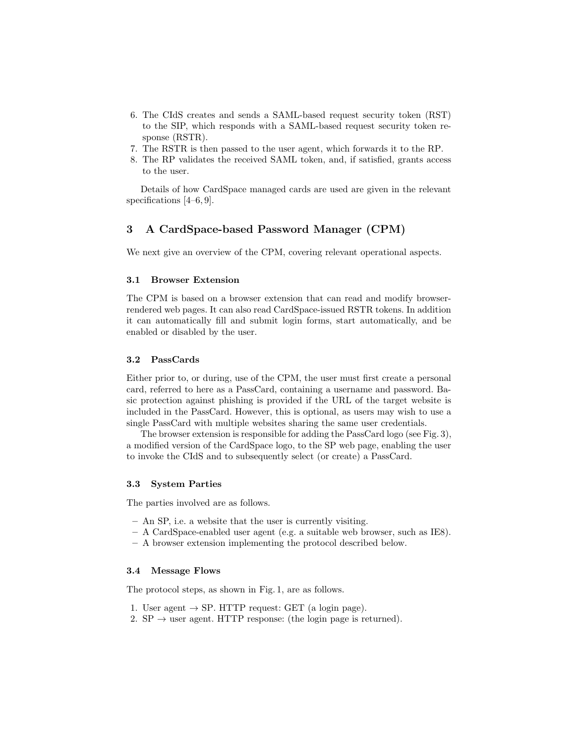6. The CIdS creates and sends a SAML-based request security token (RST) to the SIP, which responds with a SAML-based request security token response (RSTR).
7. The RSTR is then passed to the user agent, which forwards it to the RP.
8. The RP validates the received SAML token, and, if satisfied, grants access to the user.

Details of how CardSpace managed cards are used are given in the relevant specifications [4–6, 9].

## 3 A CardSpace-based Password Manager (CPM)

We next give an overview of the CPM, covering relevant operational aspects.

### 3.1 Browser Extension

The CPM is based on a browser extension that can read and modify browser-rendered web pages. It can also read CardSpace-issued RSTR tokens. In addition it can automatically fill and submit login forms, start automatically, and be enabled or disabled by the user.

### 3.2 PassCards

Either prior to, or during, use of the CPM, the user must first create a personal card, referred to here as a PassCard, containing a username and password. Basic protection against phishing is provided if the URL of the target website is included in the PassCard. However, this is optional, as users may wish to use a single PassCard with multiple websites sharing the same user credentials.

The browser extension is responsible for adding the PassCard logo (see Fig. 3), a modified version of the CardSpace logo, to the SP web page, enabling the user to invoke the CIdS and to subsequently select (or create) a PassCard.

### 3.3 System Parties

The parties involved are as follows.

– An SP, i.e. a website that the user is currently visiting.
– A CardSpace-enabled user agent (e.g. a suitable web browser, such as IE8).
– A browser extension implementing the protocol described below.

### 3.4 Message Flows

The protocol steps, as shown in Fig. 1, are as follows.

1. User agent → SP. HTTP request: GET (a login page).
2. SP → user agent. HTTP response: (the login page is returned).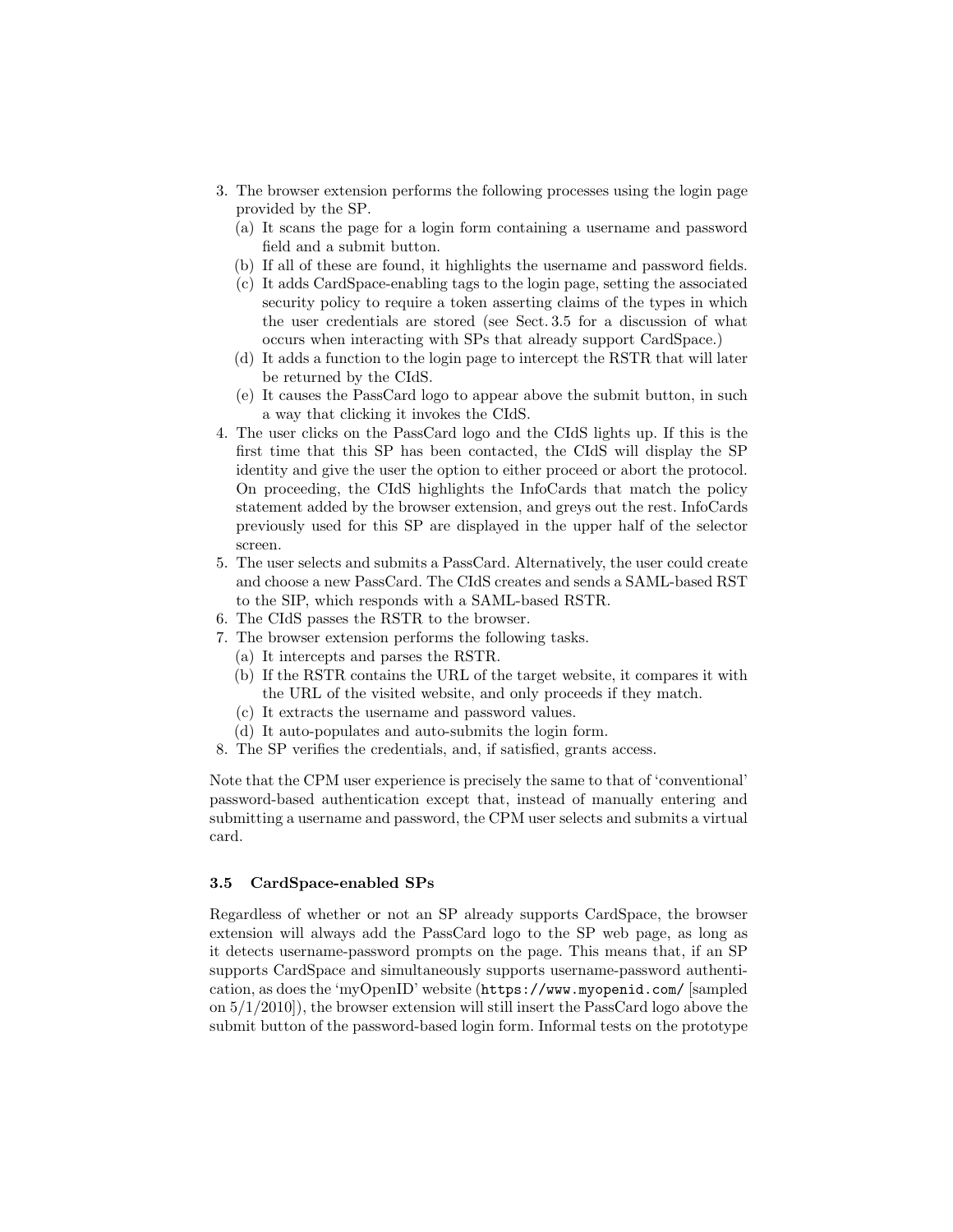3. The browser extension performs the following processes using the login page provided by the SP.
   (a) It scans the page for a login form containing a username and password field and a submit button.
   (b) If all of these are found, it highlights the username and password fields.
   (c) It adds CardSpace-enabling tags to the login page, setting the associated security policy to require a token asserting claims of the types in which the user credentials are stored (see Sect. 3.5 for a discussion of what occurs when interacting with SPs that already support CardSpace.)
   (d) It adds a function to the login page to intercept the RSTR that will later be returned by the CIdS.
   (e) It causes the PassCard logo to appear above the submit button, in such a way that clicking it invokes the CIdS.
4. The user clicks on the PassCard logo and the CIdS lights up. If this is the first time that this SP has been contacted, the CIdS will display the SP identity and give the user the option to either proceed or abort the protocol. On proceeding, the CIdS highlights the InfoCards that match the policy statement added by the browser extension, and greys out the rest. InfoCards previously used for this SP are displayed in the upper half of the selector screen.
5. The user selects and submits a PassCard. Alternatively, the user could create and choose a new PassCard. The CIdS creates and sends a SAML-based RST to the SIP, which responds with a SAML-based RSTR.
6. The CIdS passes the RSTR to the browser.
7. The browser extension performs the following tasks.
   (a) It intercepts and parses the RSTR.
   (b) If the RSTR contains the URL of the target website, it compares it with the URL of the visited website, and only proceeds if they match.
   (c) It extracts the username and password values.
   (d) It auto-populates and auto-submits the login form.
8. The SP verifies the credentials, and, if satisfied, grants access.

Note that the CPM user experience is precisely the same to that of 'conventional' password-based authentication except that, instead of manually entering and submitting a username and password, the CPM user selects and submits a virtual card.

### 3.5 CardSpace-enabled SPs

Regardless of whether or not an SP already supports CardSpace, the browser extension will always add the PassCard logo to the SP web page, as long as it detects username-password prompts on the page. This means that, if an SP supports CardSpace and simultaneously supports username-password authentication, as does the 'myOpenID' website (`https://www.myopenid.com/` [sampled on 5/1/2010]), the browser extension will still insert the PassCard logo above the submit button of the password-based login form. Informal tests on the prototype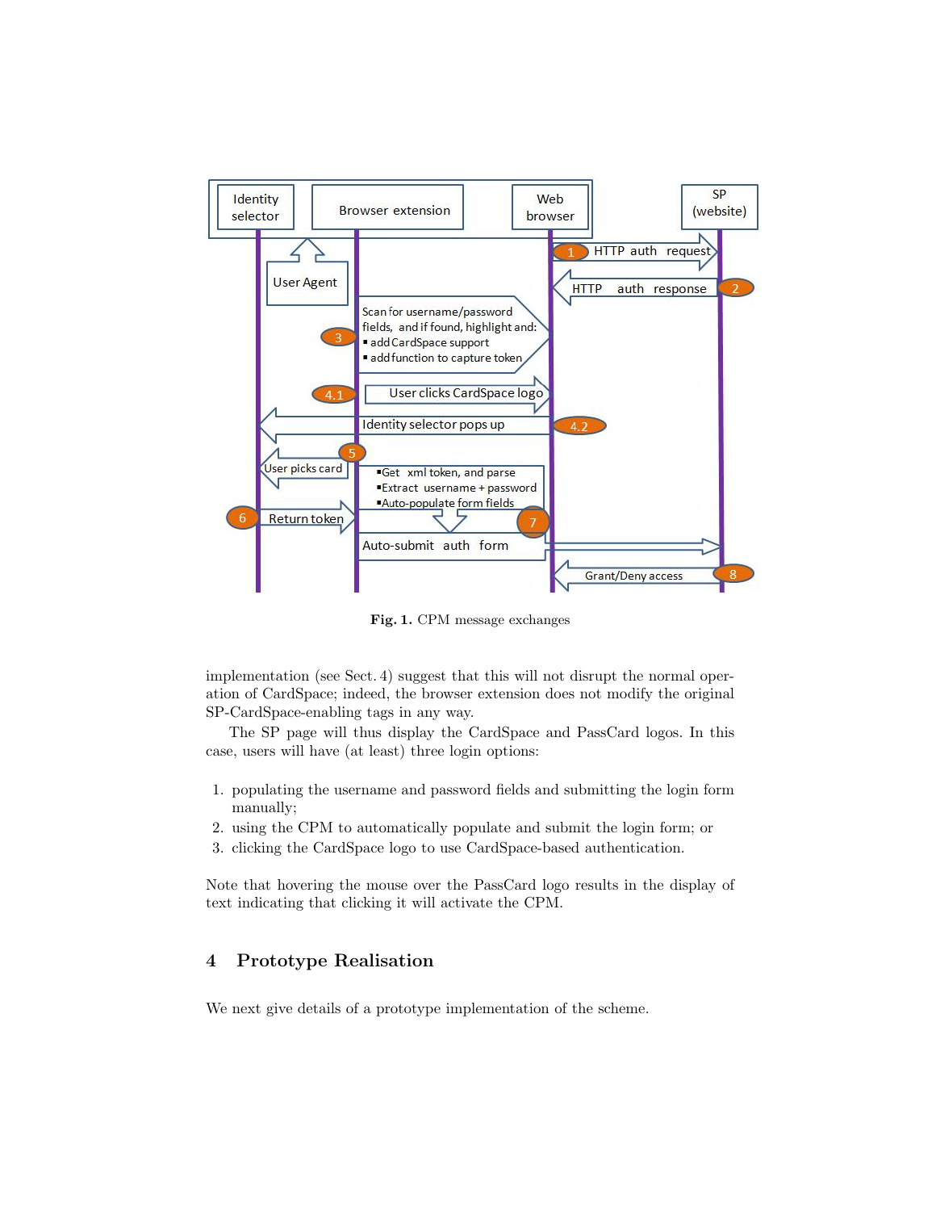Fig. 1. CPM message exchanges

implementation (see Sect. 4) suggest that this will not disrupt the normal operation of CardSpace; indeed, the browser extension does not modify the original SP-CardSpace-enabling tags in any way.

The SP page will thus display the CardSpace and PassCard logos. In this case, users will have (at least) three login options:

1. populating the username and password fields and submitting the login form manually;
2. using the CPM to automatically populate and submit the login form; or
3. clicking the CardSpace logo to use CardSpace-based authentication.

Note that hovering the mouse over the PassCard logo results in the display of text indicating that clicking it will activate the CPM.

## 4 Prototype Realisation

We next give details of a prototype implementation of the scheme.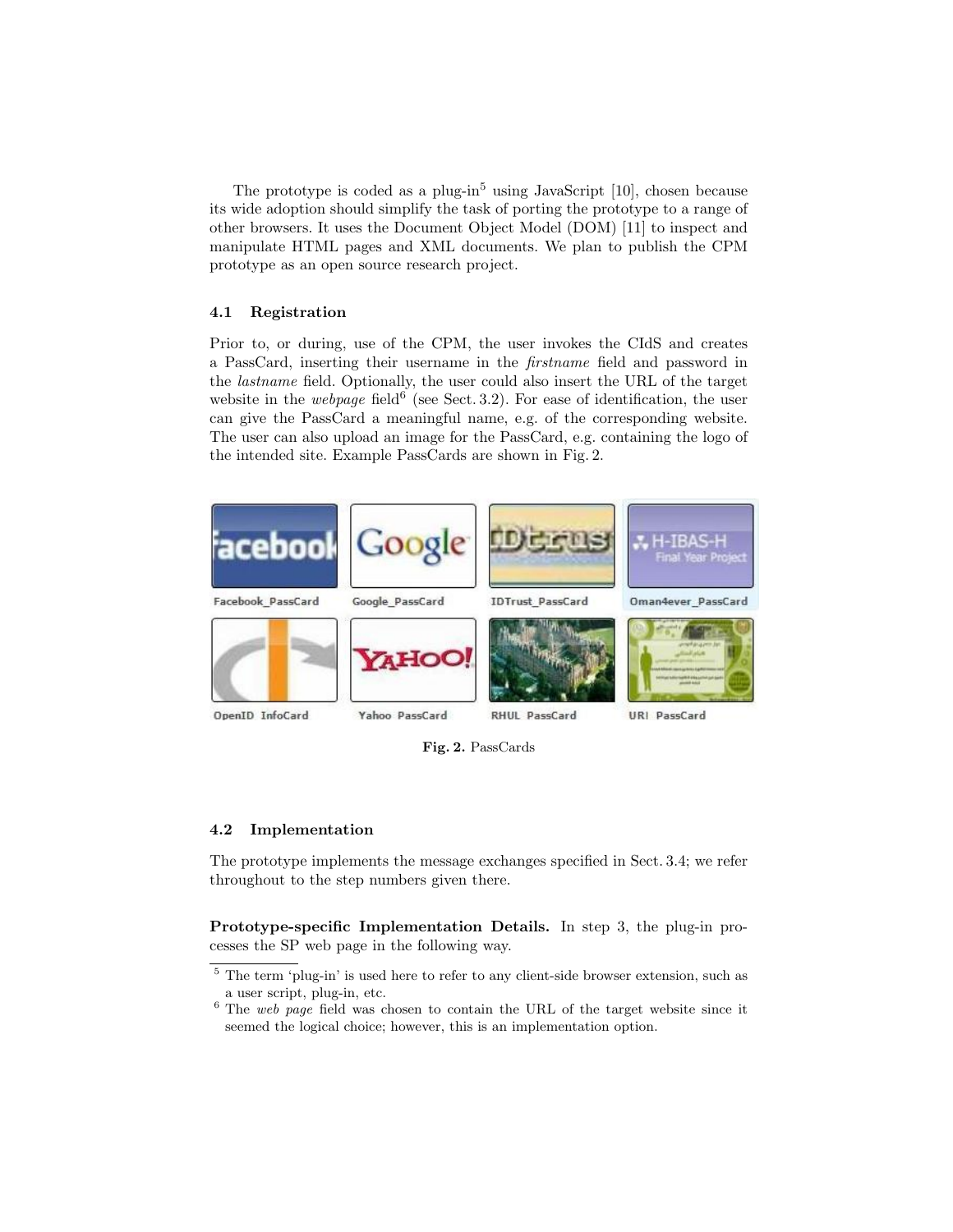The prototype is coded as a plug-in[5] using JavaScript [10], chosen because its wide adoption should simplify the task of porting the prototype to a range of other browsers. It uses the Document Object Model (DOM) [11] to inspect and manipulate HTML pages and XML documents. We plan to publish the CPM prototype as an open source research project.

### 4.1 Registration

Prior to, or during, use of the CPM, the user invokes the CIdS and creates a PassCard, inserting their username in the *firstname* field and password in the *lastname* field. Optionally, the user could also insert the URL of the target website in the *webpage* field[6] (see Sect. 3.2). For ease of identification, the user can give the PassCard a meaningful name, e.g. of the corresponding website. The user can also upload an image for the PassCard, e.g. containing the logo of the intended site. Example PassCards are shown in Fig. 2.

**Fig. 2.** PassCards

### 4.2 Implementation

The prototype implements the message exchanges specified in Sect. 3.4; we refer throughout to the step numbers given there.

**Prototype-specific Implementation Details.** In step 3, the plug-in processes the SP web page in the following way.

[5] The term 'plug-in' is used here to refer to any client-side browser extension, such as a user script, plug-in, etc.

[6] The *web page* field was chosen to contain the URL of the target website since it seemed the logical choice; however, this is an implementation option.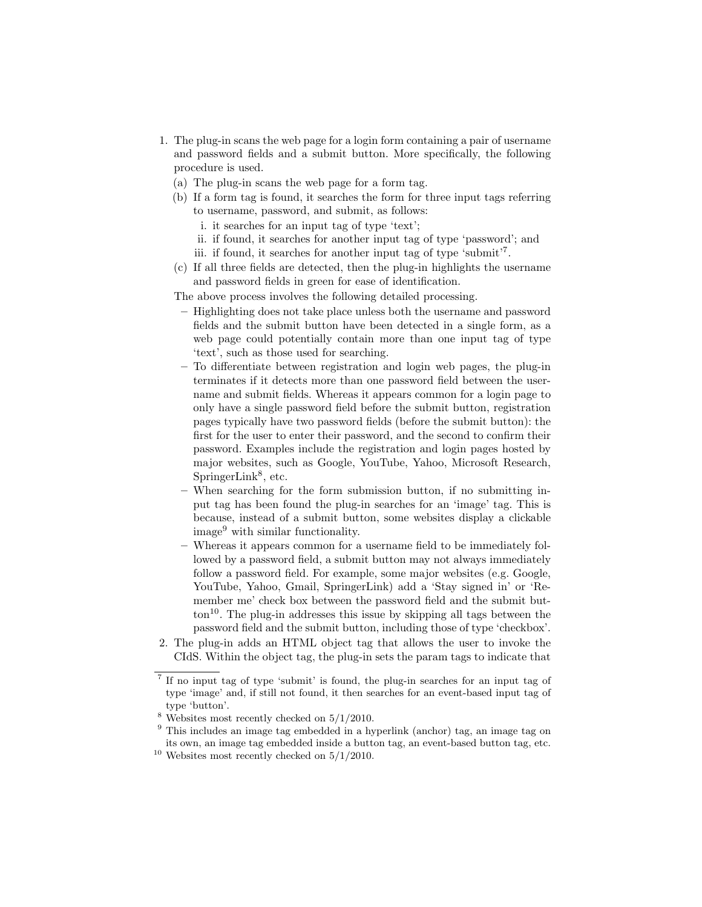1. The plug-in scans the web page for a login form containing a pair of username and password fields and a submit button. More specifically, the following procedure is used.
   (a) The plug-in scans the web page for a form tag.
   (b) If a form tag is found, it searches the form for three input tags referring to username, password, and submit, as follows:
      i. it searches for an input tag of type 'text';
      ii. if found, it searches for another input tag of type 'password'; and
      iii. if found, it searches for another input tag of type 'submit'[7].
   (c) If all three fields are detected, then the plug-in highlights the username and password fields in green for ease of identification.

   The above process involves the following detailed processing.
   - Highlighting does not take place unless both the username and password fields and the submit button have been detected in a single form, as a web page could potentially contain more than one input tag of type 'text', such as those used for searching.
   - To differentiate between registration and login web pages, the plug-in terminates if it detects more than one password field between the username and submit fields. Whereas it appears common for a login page to only have a single password field before the submit button, registration pages typically have two password fields (before the submit button): the first for the user to enter their password, and the second to confirm their password. Examples include the registration and login pages hosted by major websites, such as Google, YouTube, Yahoo, Microsoft Research, SpringerLink[8], etc.
   - When searching for the form submission button, if no submitting input tag has been found the plug-in searches for an 'image' tag. This is because, instead of a submit button, some websites display a clickable image[9] with similar functionality.
   - Whereas it appears common for a username field to be immediately followed by a password field, a submit button may not always immediately follow a password field. For example, some major websites (e.g. Google, YouTube, Yahoo, Gmail, SpringerLink) add a 'Stay signed in' or 'Remember me' check box between the password field and the submit button[10]. The plug-in addresses this issue by skipping all tags between the password field and the submit button, including those of type 'checkbox'.
2. The plug-in adds an HTML object tag that allows the user to invoke the CIdS. Within the object tag, the plug-in sets the param tags to indicate that

[7] If no input tag of type 'submit' is found, the plug-in searches for an input tag of type 'image' and, if still not found, it then searches for an event-based input tag of type 'button'.

[8] Websites most recently checked on 5/1/2010.

[9] This includes an image tag embedded in a hyperlink (anchor) tag, an image tag on its own, an image tag embedded inside a button tag, an event-based button tag, etc.

[10] Websites most recently checked on 5/1/2010.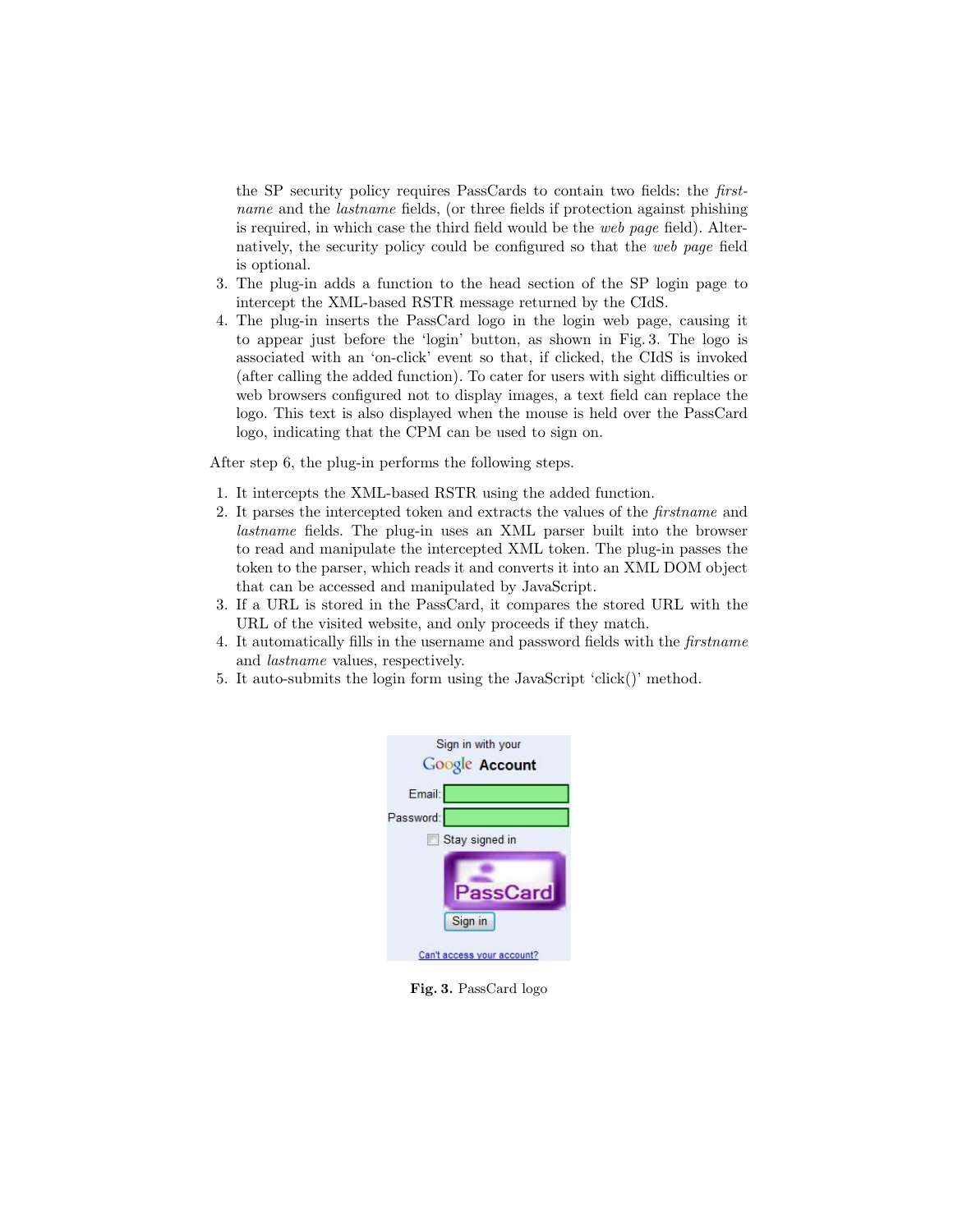the SP security policy requires PassCards to contain two fields: the *firstname* and the *lastname* fields, (or three fields if protection against phishing is required, in which case the third field would be the *web page* field). Alternatively, the security policy could be configured so that the *web page* field is optional.

3. The plug-in adds a function to the head section of the SP login page to intercept the XML-based RSTR message returned by the CIdS.
4. The plug-in inserts the PassCard logo in the login web page, causing it to appear just before the 'login' button, as shown in Fig. 3. The logo is associated with an 'on-click' event so that, if clicked, the CIdS is invoked (after calling the added function). To cater for users with sight difficulties or web browsers configured not to display images, a text field can replace the logo. This text is also displayed when the mouse is held over the PassCard logo, indicating that the CPM can be used to sign on.

After step 6, the plug-in performs the following steps.

1. It intercepts the XML-based RSTR using the added function.
2. It parses the intercepted token and extracts the values of the *firstname* and *lastname* fields. The plug-in uses an XML parser built into the browser to read and manipulate the intercepted XML token. The plug-in passes the token to the parser, which reads it and converts it into an XML DOM object that can be accessed and manipulated by JavaScript.
3. If a URL is stored in the PassCard, it compares the stored URL with the URL of the visited website, and only proceeds if they match.
4. It automatically fills in the username and password fields with the *firstname* and *lastname* values, respectively.
5. It auto-submits the login form using the JavaScript 'click()' method.

**Fig. 3.** PassCard logo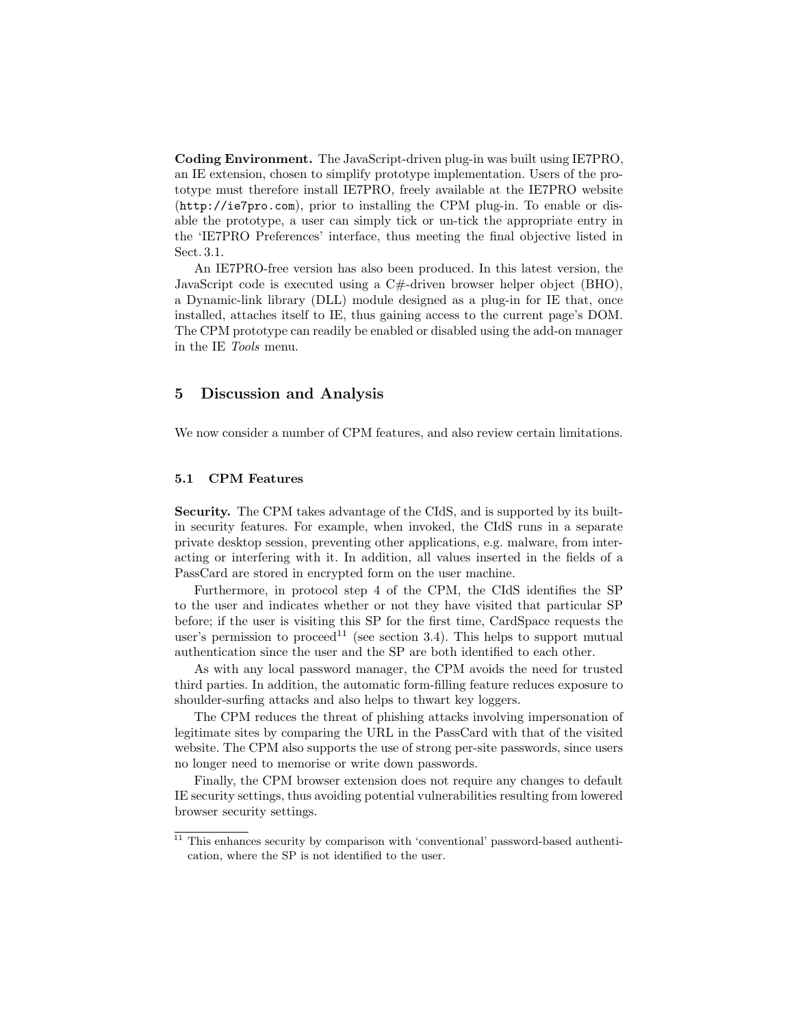**Coding Environment.** The JavaScript-driven plug-in was built using IE7PRO, an IE extension, chosen to simplify prototype implementation. Users of the prototype must therefore install IE7PRO, freely available at the IE7PRO website (`http://ie7pro.com`), prior to installing the CPM plug-in. To enable or disable the prototype, a user can simply tick or un-tick the appropriate entry in the 'IE7PRO Preferences' interface, thus meeting the final objective listed in Sect. 3.1.

An IE7PRO-free version has also been produced. In this latest version, the JavaScript code is executed using a C#-driven browser helper object (BHO), a Dynamic-link library (DLL) module designed as a plug-in for IE that, once installed, attaches itself to IE, thus gaining access to the current page's DOM. The CPM prototype can readily be enabled or disabled using the add-on manager in the IE *Tools* menu.

## 5 Discussion and Analysis

We now consider a number of CPM features, and also review certain limitations.

### 5.1 CPM Features

**Security.** The CPM takes advantage of the CIdS, and is supported by its built-in security features. For example, when invoked, the CIdS runs in a separate private desktop session, preventing other applications, e.g. malware, from interacting or interfering with it. In addition, all values inserted in the fields of a PassCard are stored in encrypted form on the user machine.

Furthermore, in protocol step 4 of the CPM, the CIdS identifies the SP to the user and indicates whether or not they have visited that particular SP before; if the user is visiting this SP for the first time, CardSpace requests the user's permission to proceed[11] (see section 3.4). This helps to support mutual authentication since the user and the SP are both identified to each other.

As with any local password manager, the CPM avoids the need for trusted third parties. In addition, the automatic form-filling feature reduces exposure to shoulder-surfing attacks and also helps to thwart key loggers.

The CPM reduces the threat of phishing attacks involving impersonation of legitimate sites by comparing the URL in the PassCard with that of the visited website. The CPM also supports the use of strong per-site passwords, since users no longer need to memorise or write down passwords.

Finally, the CPM browser extension does not require any changes to default IE security settings, thus avoiding potential vulnerabilities resulting from lowered browser security settings.

[11] This enhances security by comparison with 'conventional' password-based authentication, where the SP is not identified to the user.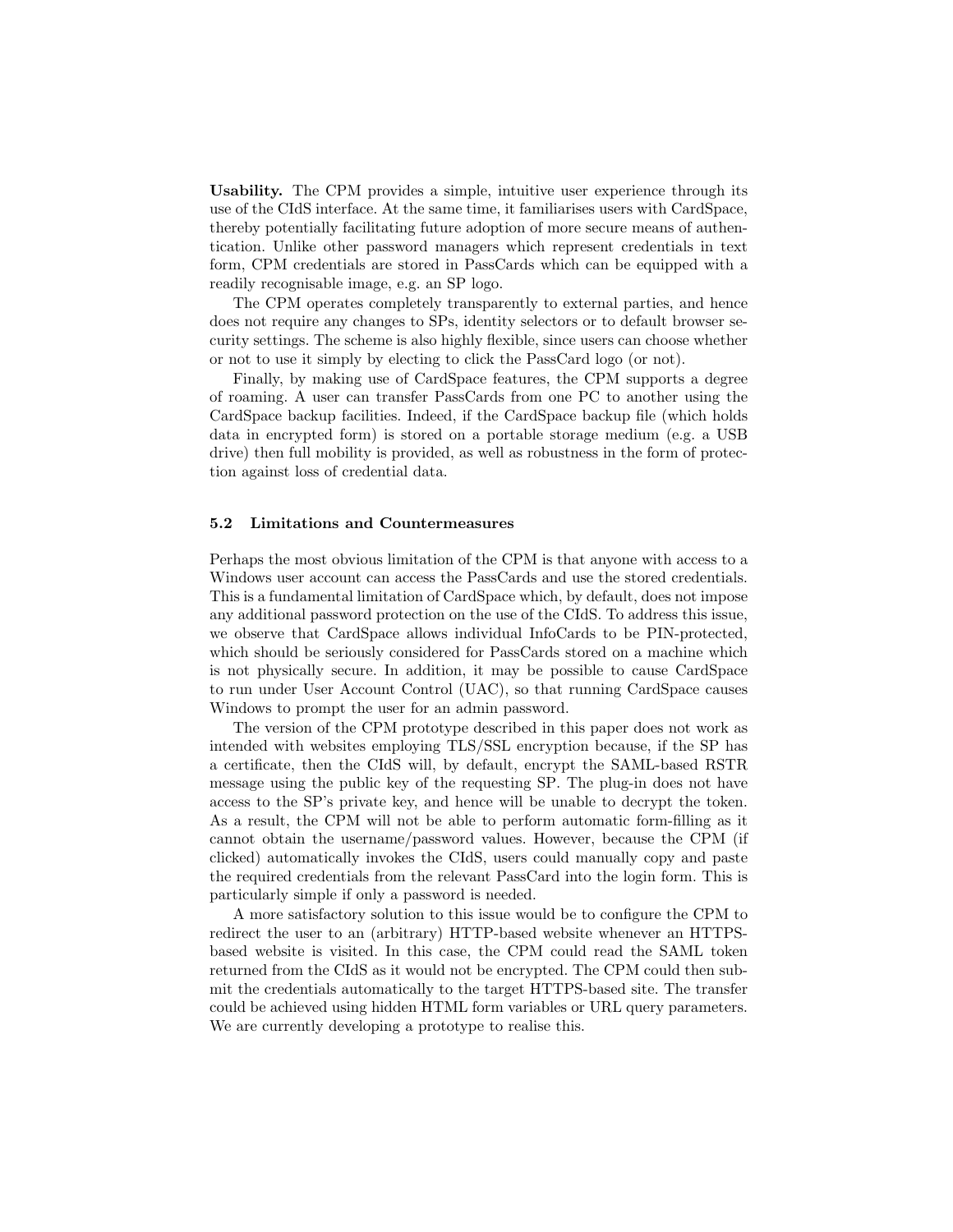**Usability.** The CPM provides a simple, intuitive user experience through its use of the CIdS interface. At the same time, it familiarises users with CardSpace, thereby potentially facilitating future adoption of more secure means of authentication. Unlike other password managers which represent credentials in text form, CPM credentials are stored in PassCards which can be equipped with a readily recognisable image, e.g. an SP logo.

The CPM operates completely transparently to external parties, and hence does not require any changes to SPs, identity selectors or to default browser security settings. The scheme is also highly flexible, since users can choose whether or not to use it simply by electing to click the PassCard logo (or not).

Finally, by making use of CardSpace features, the CPM supports a degree of roaming. A user can transfer PassCards from one PC to another using the CardSpace backup facilities. Indeed, if the CardSpace backup file (which holds data in encrypted form) is stored on a portable storage medium (e.g. a USB drive) then full mobility is provided, as well as robustness in the form of protection against loss of credential data.

### 5.2 Limitations and Countermeasures

Perhaps the most obvious limitation of the CPM is that anyone with access to a Windows user account can access the PassCards and use the stored credentials. This is a fundamental limitation of CardSpace which, by default, does not impose any additional password protection on the use of the CIdS. To address this issue, we observe that CardSpace allows individual InfoCards to be PIN-protected, which should be seriously considered for PassCards stored on a machine which is not physically secure. In addition, it may be possible to cause CardSpace to run under User Account Control (UAC), so that running CardSpace causes Windows to prompt the user for an admin password.

The version of the CPM prototype described in this paper does not work as intended with websites employing TLS/SSL encryption because, if the SP has a certificate, then the CIdS will, by default, encrypt the SAML-based RSTR message using the public key of the requesting SP. The plug-in does not have access to the SP's private key, and hence will be unable to decrypt the token. As a result, the CPM will not be able to perform automatic form-filling as it cannot obtain the username/password values. However, because the CPM (if clicked) automatically invokes the CIdS, users could manually copy and paste the required credentials from the relevant PassCard into the login form. This is particularly simple if only a password is needed.

A more satisfactory solution to this issue would be to configure the CPM to redirect the user to an (arbitrary) HTTP-based website whenever an HTTPS-based website is visited. In this case, the CPM could read the SAML token returned from the CIdS as it would not be encrypted. The CPM could then submit the credentials automatically to the target HTTPS-based site. The transfer could be achieved using hidden HTML form variables or URL query parameters. We are currently developing a prototype to realise this.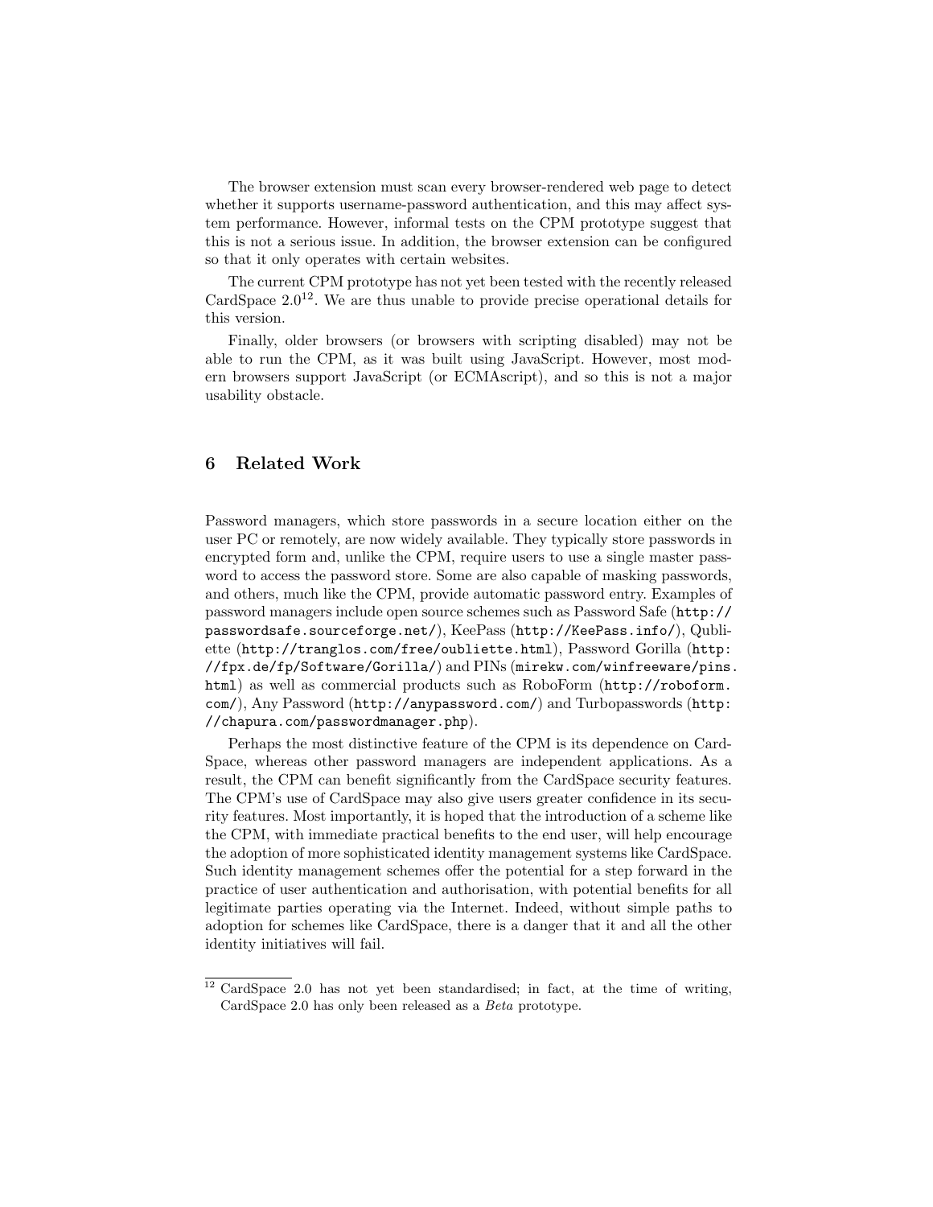The browser extension must scan every browser-rendered web page to detect whether it supports username-password authentication, and this may affect system performance. However, informal tests on the CPM prototype suggest that this is not a serious issue. In addition, the browser extension can be configured so that it only operates with certain websites.

The current CPM prototype has not yet been tested with the recently released CardSpace 2.0[12]. We are thus unable to provide precise operational details for this version.

Finally, older browsers (or browsers with scripting disabled) may not be able to run the CPM, as it was built using JavaScript. However, most modern browsers support JavaScript (or ECMAscript), and so this is not a major usability obstacle.

## 6 Related Work

Password managers, which store passwords in a secure location either on the user PC or remotely, are now widely available. They typically store passwords in encrypted form and, unlike the CPM, require users to use a single master password to access the password store. Some are also capable of masking passwords, and others, much like the CPM, provide automatic password entry. Examples of password managers include open source schemes such as Password Safe (`http://passwordsafe.sourceforge.net/`), KeePass (`http://KeePass.info/`), Qubliette (`http://tranglos.com/free/oubliette.html`), Password Gorilla (`http://fpx.de/fp/Software/Gorilla/`) and PINs (`mirekw.com/winfreeware/pins.html`) as well as commercial products such as RoboForm (`http://roboform.com/`), Any Password (`http://anypassword.com/`) and Turbopasswords (`http://chapura.com/passwordmanager.php`).

Perhaps the most distinctive feature of the CPM is its dependence on CardSpace, whereas other password managers are independent applications. As a result, the CPM can benefit significantly from the CardSpace security features. The CPM's use of CardSpace may also give users greater confidence in its security features. Most importantly, it is hoped that the introduction of a scheme like the CPM, with immediate practical benefits to the end user, will help encourage the adoption of more sophisticated identity management systems like CardSpace. Such identity management schemes offer the potential for a step forward in the practice of user authentication and authorisation, with potential benefits for all legitimate parties operating via the Internet. Indeed, without simple paths to adoption for schemes like CardSpace, there is a danger that it and all the other identity initiatives will fail.

[12] CardSpace 2.0 has not yet been standardised; in fact, at the time of writing, CardSpace 2.0 has only been released as a *Beta* prototype.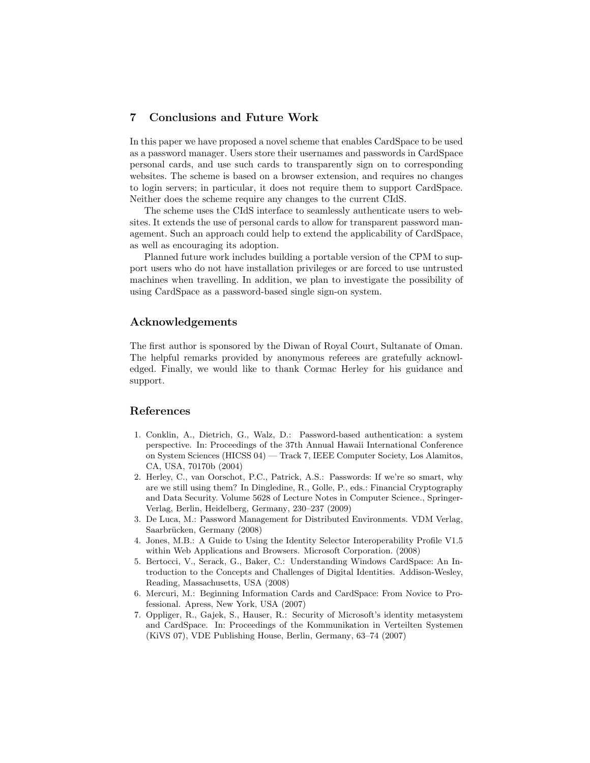## 7 Conclusions and Future Work

In this paper we have proposed a novel scheme that enables CardSpace to be used as a password manager. Users store their usernames and passwords in CardSpace personal cards, and use such cards to transparently sign on to corresponding websites. The scheme is based on a browser extension, and requires no changes to login servers; in particular, it does not require them to support CardSpace. Neither does the scheme require any changes to the current CIdS.

The scheme uses the CIdS interface to seamlessly authenticate users to websites. It extends the use of personal cards to allow for transparent password management. Such an approach could help to extend the applicability of CardSpace, as well as encouraging its adoption.

Planned future work includes building a portable version of the CPM to support users who do not have installation privileges or are forced to use untrusted machines when travelling. In addition, we plan to investigate the possibility of using CardSpace as a password-based single sign-on system.

## Acknowledgements

The first author is sponsored by the Diwan of Royal Court, Sultanate of Oman. The helpful remarks provided by anonymous referees are gratefully acknowledged. Finally, we would like to thank Cormac Herley for his guidance and support.

## References

1. Conklin, A., Dietrich, G., Walz, D.: Password-based authentication: a system perspective. In: Proceedings of the 37th Annual Hawaii International Conference on System Sciences (HICSS 04) — Track 7, IEEE Computer Society, Los Alamitos, CA, USA, 70170b (2004)
2. Herley, C., van Oorschot, P.C., Patrick, A.S.: Passwords: If we're so smart, why are we still using them? In Dingledine, R., Golle, P., eds.: Financial Cryptography and Data Security. Volume 5628 of Lecture Notes in Computer Science., Springer-Verlag, Berlin, Heidelberg, Germany, 230–237 (2009)
3. De Luca, M.: Password Management for Distributed Environments. VDM Verlag, Saarbrücken, Germany (2008)
4. Jones, M.B.: A Guide to Using the Identity Selector Interoperability Profile V1.5 within Web Applications and Browsers. Microsoft Corporation. (2008)
5. Bertocci, V., Serack, G., Baker, C.: Understanding Windows CardSpace: An Introduction to the Concepts and Challenges of Digital Identities. Addison-Wesley, Reading, Massachusetts, USA (2008)
6. Mercuri, M.: Beginning Information Cards and CardSpace: From Novice to Professional. Apress, New York, USA (2007)
7. Oppliger, R., Gajek, S., Hauser, R.: Security of Microsoft's identity metasystem and CardSpace. In: Proceedings of the Kommunikation in Verteilten Systemen (KiVS 07), VDE Publishing House, Berlin, Germany, 63–74 (2007)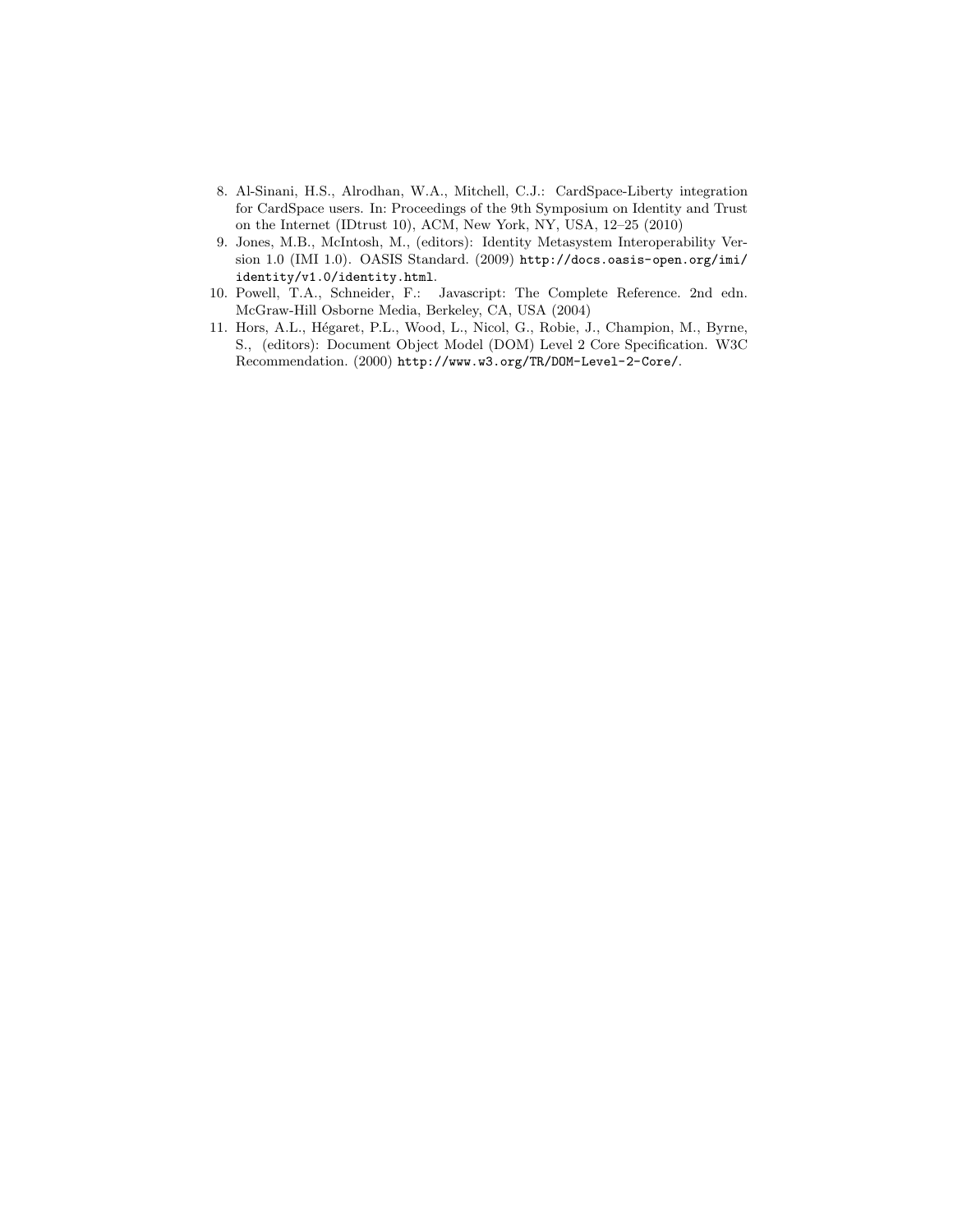8. Al-Sinani, H.S., Alrodhan, W.A., Mitchell, C.J.: CardSpace-Liberty integration for CardSpace users. In: Proceedings of the 9th Symposium on Identity and Trust on the Internet (IDtrust 10), ACM, New York, NY, USA, 12–25 (2010)
9. Jones, M.B., McIntosh, M., (editors): Identity Metasystem Interoperability Version 1.0 (IMI 1.0). OASIS Standard. (2009) http://docs.oasis-open.org/imi/identity/v1.0/identity.html.
10. Powell, T.A., Schneider, F.: Javascript: The Complete Reference. 2nd edn. McGraw-Hill Osborne Media, Berkeley, CA, USA (2004)
11. Hors, A.L., Hégaret, P.L., Wood, L., Nicol, G., Robie, J., Champion, M., Byrne, S., (editors): Document Object Model (DOM) Level 2 Core Specification. W3C Recommendation. (2000) http://www.w3.org/TR/DOM-Level-2-Core/.